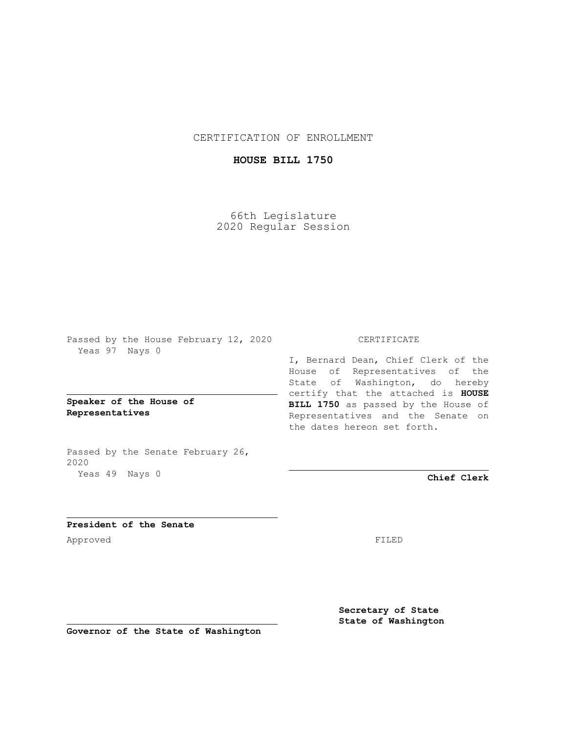CERTIFICATION OF ENROLLMENT

**HOUSE BILL 1750**

66th Legislature
2020 Regular Session

Passed by the House February 12, 2020
Yeas 97 Nays 0

**Speaker of the House of Representatives**

Passed by the Senate February 26, 2020
Yeas 49 Nays 0

**President of the Senate**

Approved

**Governor of the State of Washington**

CERTIFICATE

I, Bernard Dean, Chief Clerk of the House of Representatives of the State of Washington, do hereby certify that the attached is **HOUSE BILL 1750** as passed by the House of Representatives and the Senate on the dates hereon set forth.

**Chief Clerk**

FILED

**Secretary of State**
**State of Washington**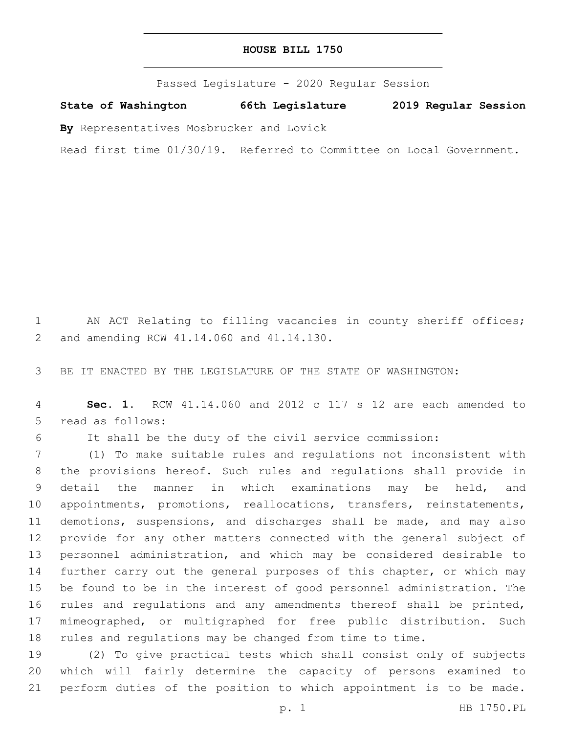# HOUSE BILL 1750

Passed Legislature - 2020 Regular Session

**State of Washington 66th Legislature 2019 Regular Session**

**By** Representatives Mosbrucker and Lovick

Read first time 01/30/19. Referred to Committee on Local Government.

AN ACT Relating to filling vacancies in county sheriff offices; and amending RCW 41.14.060 and 41.14.130.

BE IT ENACTED BY THE LEGISLATURE OF THE STATE OF WASHINGTON:

**Sec. 1.** RCW 41.14.060 and 2012 c 117 s 12 are each amended to read as follows:

It shall be the duty of the civil service commission:

(1) To make suitable rules and regulations not inconsistent with the provisions hereof. Such rules and regulations shall provide in detail the manner in which examinations may be held, and appointments, promotions, reallocations, transfers, reinstatements, demotions, suspensions, and discharges shall be made, and may also provide for any other matters connected with the general subject of personnel administration, and which may be considered desirable to further carry out the general purposes of this chapter, or which may be found to be in the interest of good personnel administration. The rules and regulations and any amendments thereof shall be printed, mimeographed, or multigraphed for free public distribution. Such rules and regulations may be changed from time to time.

(2) To give practical tests which shall consist only of subjects which will fairly determine the capacity of persons examined to perform duties of the position to which appointment is to be made.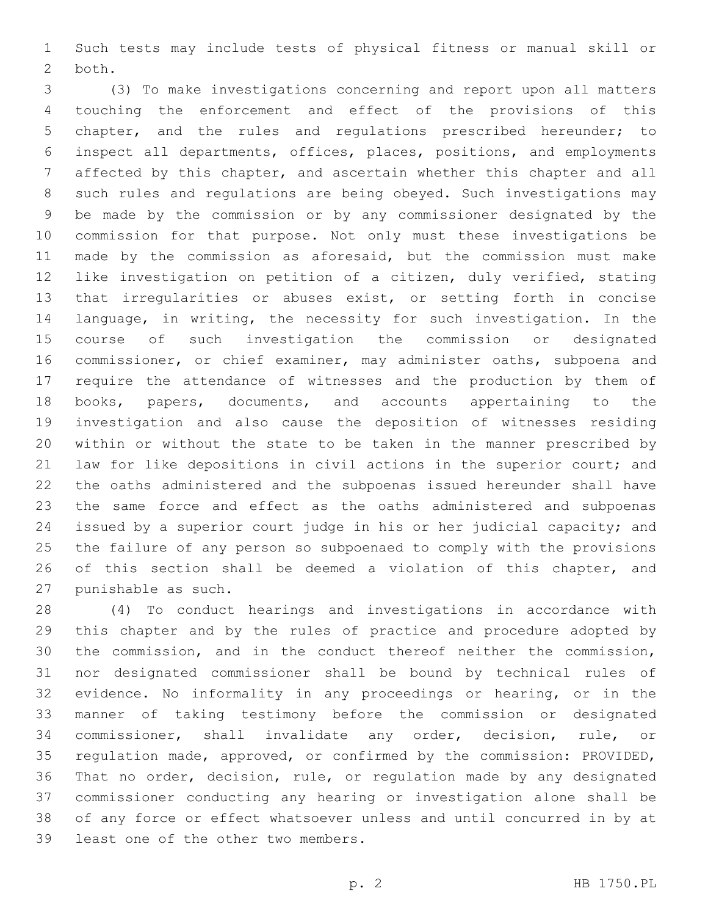Such tests may include tests of physical fitness or manual skill or both.

(3) To make investigations concerning and report upon all matters touching the enforcement and effect of the provisions of this chapter, and the rules and regulations prescribed hereunder; to inspect all departments, offices, places, positions, and employments affected by this chapter, and ascertain whether this chapter and all such rules and regulations are being obeyed. Such investigations may be made by the commission or by any commissioner designated by the commission for that purpose. Not only must these investigations be made by the commission as aforesaid, but the commission must make like investigation on petition of a citizen, duly verified, stating that irregularities or abuses exist, or setting forth in concise language, in writing, the necessity for such investigation. In the course of such investigation the commission or designated commissioner, or chief examiner, may administer oaths, subpoena and require the attendance of witnesses and the production by them of books, papers, documents, and accounts appertaining to the investigation and also cause the deposition of witnesses residing within or without the state to be taken in the manner prescribed by law for like depositions in civil actions in the superior court; and the oaths administered and the subpoenas issued hereunder shall have the same force and effect as the oaths administered and subpoenas issued by a superior court judge in his or her judicial capacity; and the failure of any person so subpoenaed to comply with the provisions of this section shall be deemed a violation of this chapter, and punishable as such.

(4) To conduct hearings and investigations in accordance with this chapter and by the rules of practice and procedure adopted by the commission, and in the conduct thereof neither the commission, nor designated commissioner shall be bound by technical rules of evidence. No informality in any proceedings or hearing, or in the manner of taking testimony before the commission or designated commissioner, shall invalidate any order, decision, rule, or regulation made, approved, or confirmed by the commission: PROVIDED, That no order, decision, rule, or regulation made by any designated commissioner conducting any hearing or investigation alone shall be of any force or effect whatsoever unless and until concurred in by at least one of the other two members.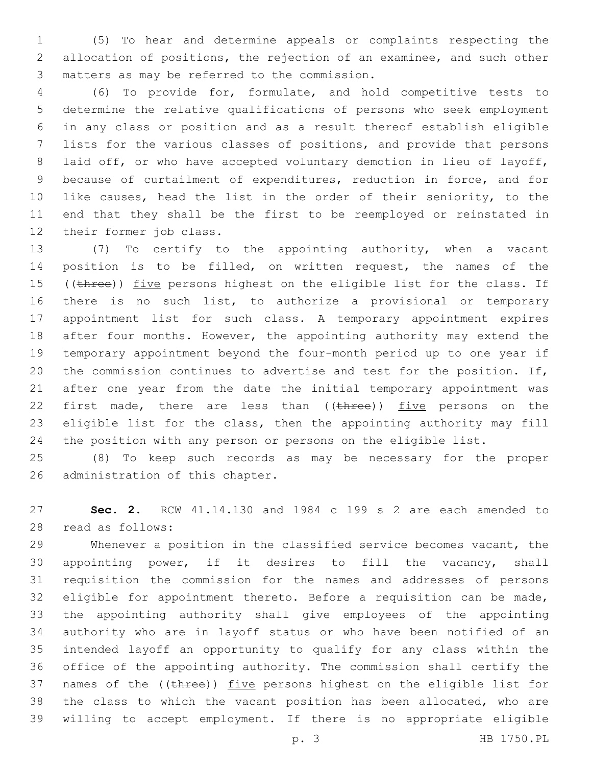(5) To hear and determine appeals or complaints respecting the allocation of positions, the rejection of an examinee, and such other matters as may be referred to the commission.

(6) To provide for, formulate, and hold competitive tests to determine the relative qualifications of persons who seek employment in any class or position and as a result thereof establish eligible lists for the various classes of positions, and provide that persons laid off, or who have accepted voluntary demotion in lieu of layoff, because of curtailment of expenditures, reduction in force, and for like causes, head the list in the order of their seniority, to the end that they shall be the first to be reemployed or reinstated in their former job class.

(7) To certify to the appointing authority, when a vacant position is to be filled, on written request, the names of the ((~~three~~)) <u>five</u> persons highest on the eligible list for the class. If there is no such list, to authorize a provisional or temporary appointment list for such class. A temporary appointment expires after four months. However, the appointing authority may extend the temporary appointment beyond the four-month period up to one year if the commission continues to advertise and test for the position. If, after one year from the date the initial temporary appointment was first made, there are less than ((~~three~~)) <u>five</u> persons on the eligible list for the class, then the appointing authority may fill the position with any person or persons on the eligible list.

(8) To keep such records as may be necessary for the proper administration of this chapter.

**Sec. 2.** RCW 41.14.130 and 1984 c 199 s 2 are each amended to read as follows:

Whenever a position in the classified service becomes vacant, the appointing power, if it desires to fill the vacancy, shall requisition the commission for the names and addresses of persons eligible for appointment thereto. Before a requisition can be made, the appointing authority shall give employees of the appointing authority who are in layoff status or who have been notified of an intended layoff an opportunity to qualify for any class within the office of the appointing authority. The commission shall certify the names of the ((~~three~~)) <u>five</u> persons highest on the eligible list for the class to which the vacant position has been allocated, who are willing to accept employment. If there is no appropriate eligible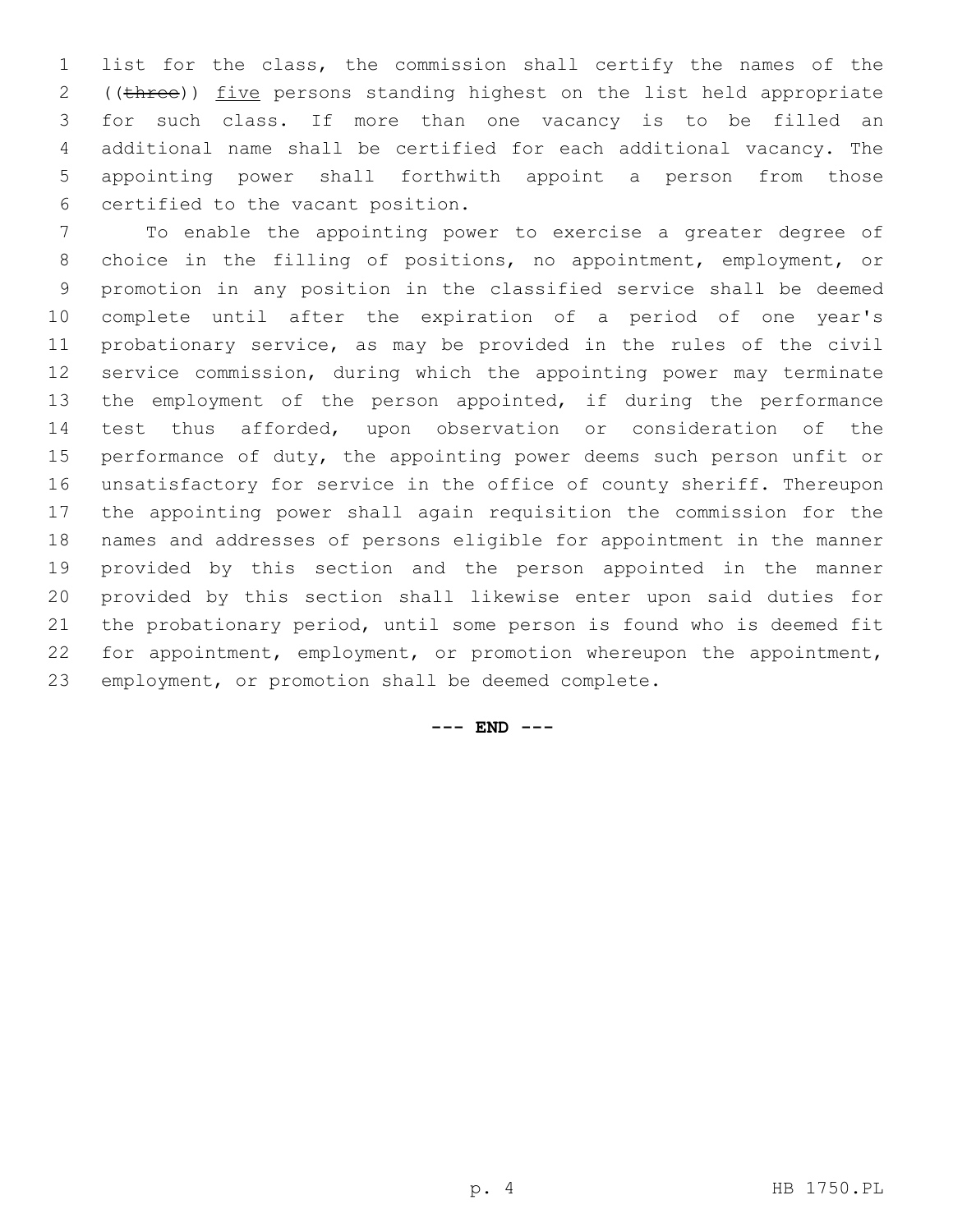list for the class, the commission shall certify the names of the ((~~three~~)) <u>five</u> persons standing highest on the list held appropriate for such class. If more than one vacancy is to be filled an additional name shall be certified for each additional vacancy. The appointing power shall forthwith appoint a person from those certified to the vacant position.

To enable the appointing power to exercise a greater degree of choice in the filling of positions, no appointment, employment, or promotion in any position in the classified service shall be deemed complete until after the expiration of a period of one year's probationary service, as may be provided in the rules of the civil service commission, during which the appointing power may terminate the employment of the person appointed, if during the performance test thus afforded, upon observation or consideration of the performance of duty, the appointing power deems such person unfit or unsatisfactory for service in the office of county sheriff. Thereupon the appointing power shall again requisition the commission for the names and addresses of persons eligible for appointment in the manner provided by this section and the person appointed in the manner provided by this section shall likewise enter upon said duties for the probationary period, until some person is found who is deemed fit for appointment, employment, or promotion whereupon the appointment, employment, or promotion shall be deemed complete.

**--- END ---**